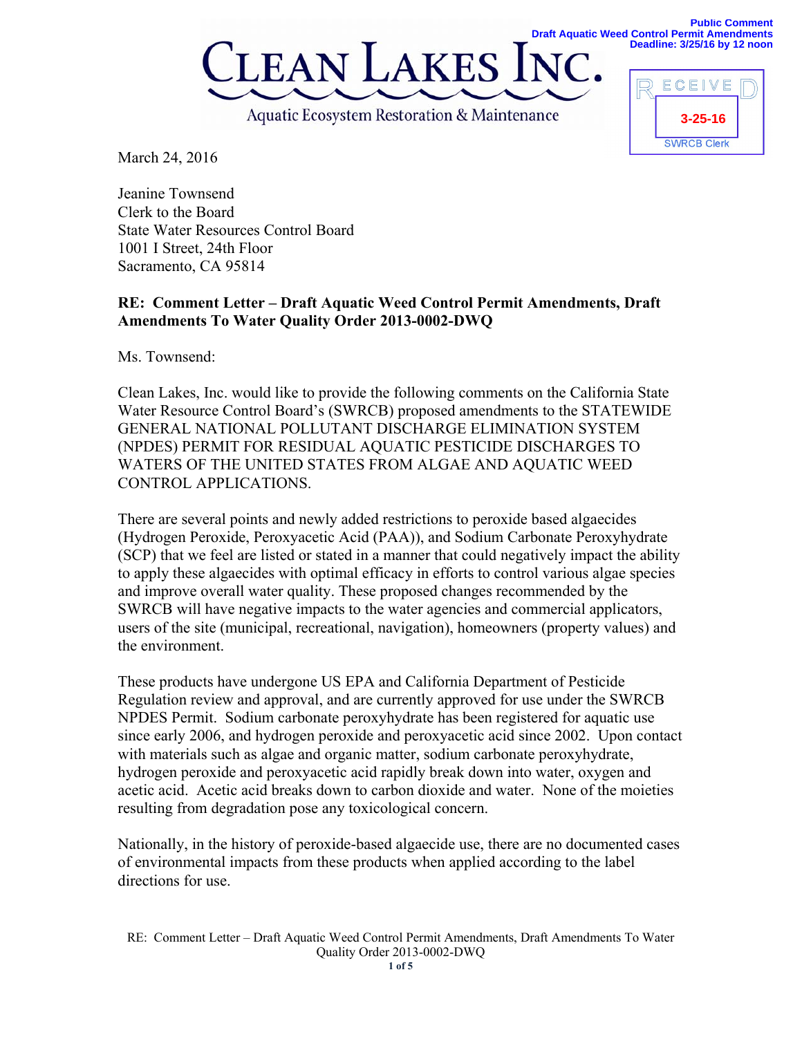Public Comment
Draft Aquatic Weed Control Permit Amendments
Deadline: 3/25/16 by 12 noon

# CLEAN LAKES INC.

Aquatic Ecosystem Restoration & Maintenance

RECEIVED
3-25-16
SWRCB Clerk

March 24, 2016

Jeanine Townsend
Clerk to the Board
State Water Resources Control Board
1001 I Street, 24th Floor
Sacramento, CA 95814

**RE: Comment Letter – Draft Aquatic Weed Control Permit Amendments, Draft Amendments To Water Quality Order 2013-0002-DWQ**

Ms. Townsend:

Clean Lakes, Inc. would like to provide the following comments on the California State Water Resource Control Board's (SWRCB) proposed amendments to the STATEWIDE GENERAL NATIONAL POLLUTANT DISCHARGE ELIMINATION SYSTEM (NPDES) PERMIT FOR RESIDUAL AQUATIC PESTICIDE DISCHARGES TO WATERS OF THE UNITED STATES FROM ALGAE AND AQUATIC WEED CONTROL APPLICATIONS.

There are several points and newly added restrictions to peroxide based algaecides (Hydrogen Peroxide, Peroxyacetic Acid (PAA)), and Sodium Carbonate Peroxyhydrate (SCP) that we feel are listed or stated in a manner that could negatively impact the ability to apply these algaecides with optimal efficacy in efforts to control various algae species and improve overall water quality. These proposed changes recommended by the SWRCB will have negative impacts to the water agencies and commercial applicators, users of the site (municipal, recreational, navigation), homeowners (property values) and the environment.

These products have undergone US EPA and California Department of Pesticide Regulation review and approval, and are currently approved for use under the SWRCB NPDES Permit. Sodium carbonate peroxyhydrate has been registered for aquatic use since early 2006, and hydrogen peroxide and peroxyacetic acid since 2002. Upon contact with materials such as algae and organic matter, sodium carbonate peroxyhydrate, hydrogen peroxide and peroxyacetic acid rapidly break down into water, oxygen and acetic acid. Acetic acid breaks down to carbon dioxide and water. None of the moieties resulting from degradation pose any toxicological concern.

Nationally, in the history of peroxide-based algaecide use, there are no documented cases of environmental impacts from these products when applied according to the label directions for use.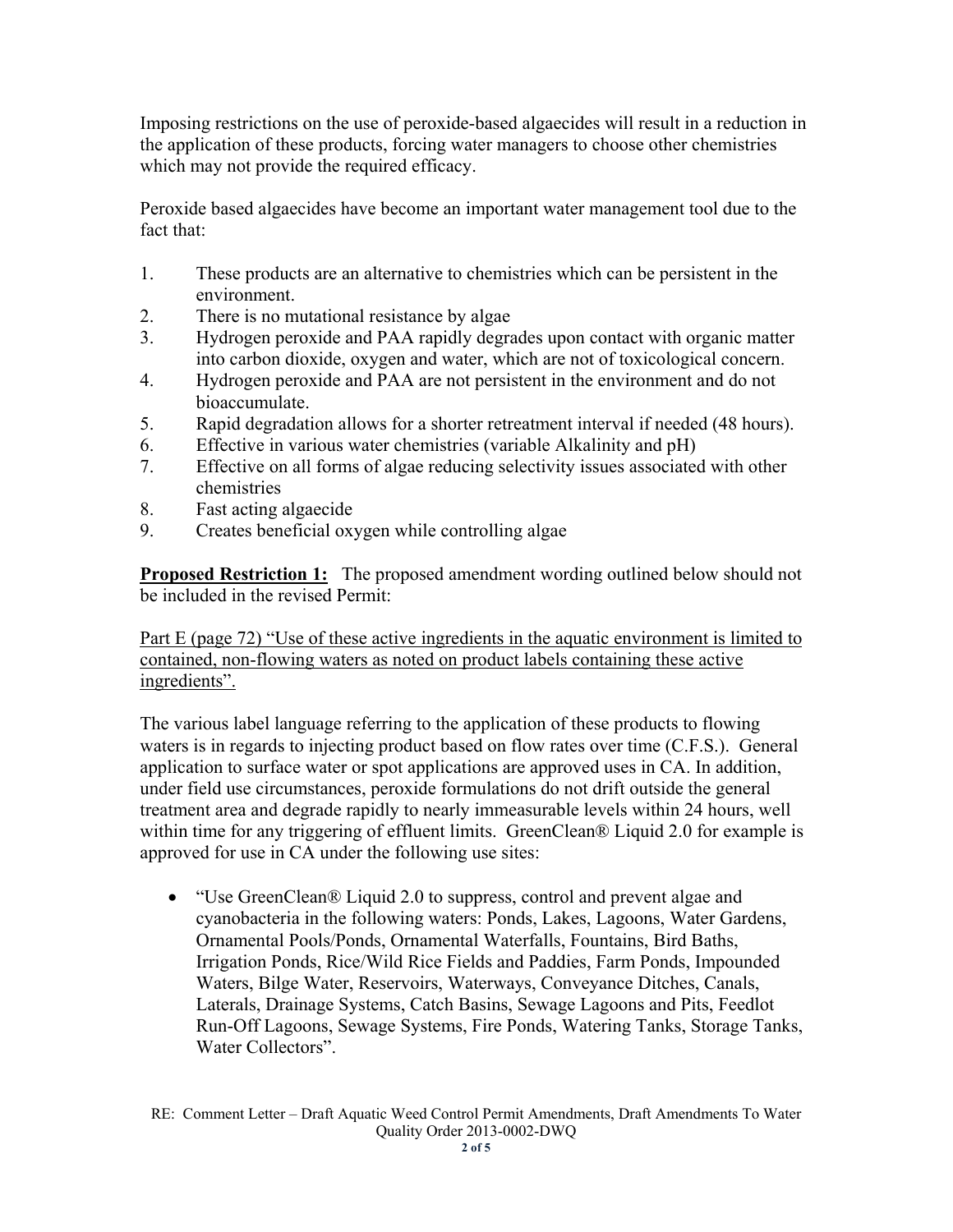Imposing restrictions on the use of peroxide-based algaecides will result in a reduction in the application of these products, forcing water managers to choose other chemistries which may not provide the required efficacy.

Peroxide based algaecides have become an important water management tool due to the fact that:

1. These products are an alternative to chemistries which can be persistent in the environment.
2. There is no mutational resistance by algae
3. Hydrogen peroxide and PAA rapidly degrades upon contact with organic matter into carbon dioxide, oxygen and water, which are not of toxicological concern.
4. Hydrogen peroxide and PAA are not persistent in the environment and do not bioaccumulate.
5. Rapid degradation allows for a shorter retreatment interval if needed (48 hours).
6. Effective in various water chemistries (variable Alkalinity and pH)
7. Effective on all forms of algae reducing selectivity issues associated with other chemistries
8. Fast acting algaecide
9. Creates beneficial oxygen while controlling algae

<u>**Proposed Restriction 1:**</u> The proposed amendment wording outlined below should not be included in the revised Permit:

<u>Part E (page 72) "Use of these active ingredients in the aquatic environment is limited to contained, non-flowing waters as noted on product labels containing these active ingredients".</u>

The various label language referring to the application of these products to flowing waters is in regards to injecting product based on flow rates over time (C.F.S.). General application to surface water or spot applications are approved uses in CA. In addition, under field use circumstances, peroxide formulations do not drift outside the general treatment area and degrade rapidly to nearly immeasurable levels within 24 hours, well within time for any triggering of effluent limits. GreenClean® Liquid 2.0 for example is approved for use in CA under the following use sites:

- "Use GreenClean® Liquid 2.0 to suppress, control and prevent algae and cyanobacteria in the following waters: Ponds, Lakes, Lagoons, Water Gardens, Ornamental Pools/Ponds, Ornamental Waterfalls, Fountains, Bird Baths, Irrigation Ponds, Rice/Wild Rice Fields and Paddies, Farm Ponds, Impounded Waters, Bilge Water, Reservoirs, Waterways, Conveyance Ditches, Canals, Laterals, Drainage Systems, Catch Basins, Sewage Lagoons and Pits, Feedlot Run-Off Lagoons, Sewage Systems, Fire Ponds, Watering Tanks, Storage Tanks, Water Collectors".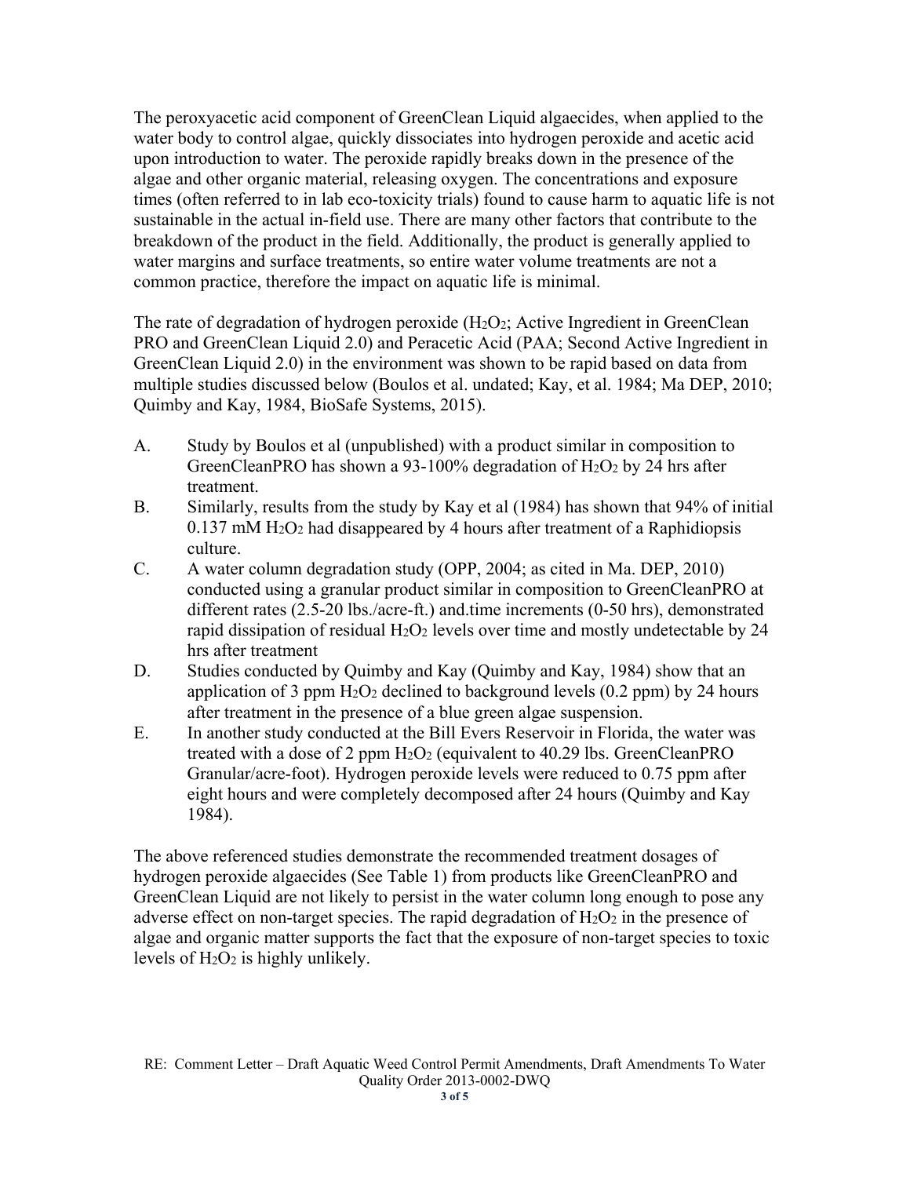The peroxyacetic acid component of GreenClean Liquid algaecides, when applied to the water body to control algae, quickly dissociates into hydrogen peroxide and acetic acid upon introduction to water. The peroxide rapidly breaks down in the presence of the algae and other organic material, releasing oxygen. The concentrations and exposure times (often referred to in lab eco-toxicity trials) found to cause harm to aquatic life is not sustainable in the actual in-field use. There are many other factors that contribute to the breakdown of the product in the field. Additionally, the product is generally applied to water margins and surface treatments, so entire water volume treatments are not a common practice, therefore the impact on aquatic life is minimal.

The rate of degradation of hydrogen peroxide ($H_2O_2$; Active Ingredient in GreenClean PRO and GreenClean Liquid 2.0) and Peracetic Acid (PAA; Second Active Ingredient in GreenClean Liquid 2.0) in the environment was shown to be rapid based on data from multiple studies discussed below (Boulos et al. undated; Kay, et al. 1984; Ma DEP, 2010; Quimby and Kay, 1984, BioSafe Systems, 2015).

A. Study by Boulos et al (unpublished) with a product similar in composition to GreenCleanPRO has shown a 93-100% degradation of $H_2O_2$ by 24 hrs after treatment.

B. Similarly, results from the study by Kay et al (1984) has shown that 94% of initial 0.137 mM $H_2O_2$ had disappeared by 4 hours after treatment of a Raphidiopsis culture.

C. A water column degradation study (OPP, 2004; as cited in Ma. DEP, 2010) conducted using a granular product similar in composition to GreenCleanPRO at different rates (2.5-20 lbs./acre-ft.) and.time increments (0-50 hrs), demonstrated rapid dissipation of residual $H_2O_2$ levels over time and mostly undetectable by 24 hrs after treatment

D. Studies conducted by Quimby and Kay (Quimby and Kay, 1984) show that an application of 3 ppm $H_2O_2$ declined to background levels (0.2 ppm) by 24 hours after treatment in the presence of a blue green algae suspension.

E. In another study conducted at the Bill Evers Reservoir in Florida, the water was treated with a dose of 2 ppm $H_2O_2$ (equivalent to 40.29 lbs. GreenCleanPRO Granular/acre-foot). Hydrogen peroxide levels were reduced to 0.75 ppm after eight hours and were completely decomposed after 24 hours (Quimby and Kay 1984).

The above referenced studies demonstrate the recommended treatment dosages of hydrogen peroxide algaecides (See Table 1) from products like GreenCleanPRO and GreenClean Liquid are not likely to persist in the water column long enough to pose any adverse effect on non-target species. The rapid degradation of $H_2O_2$ in the presence of algae and organic matter supports the fact that the exposure of non-target species to toxic levels of $H_2O_2$ is highly unlikely.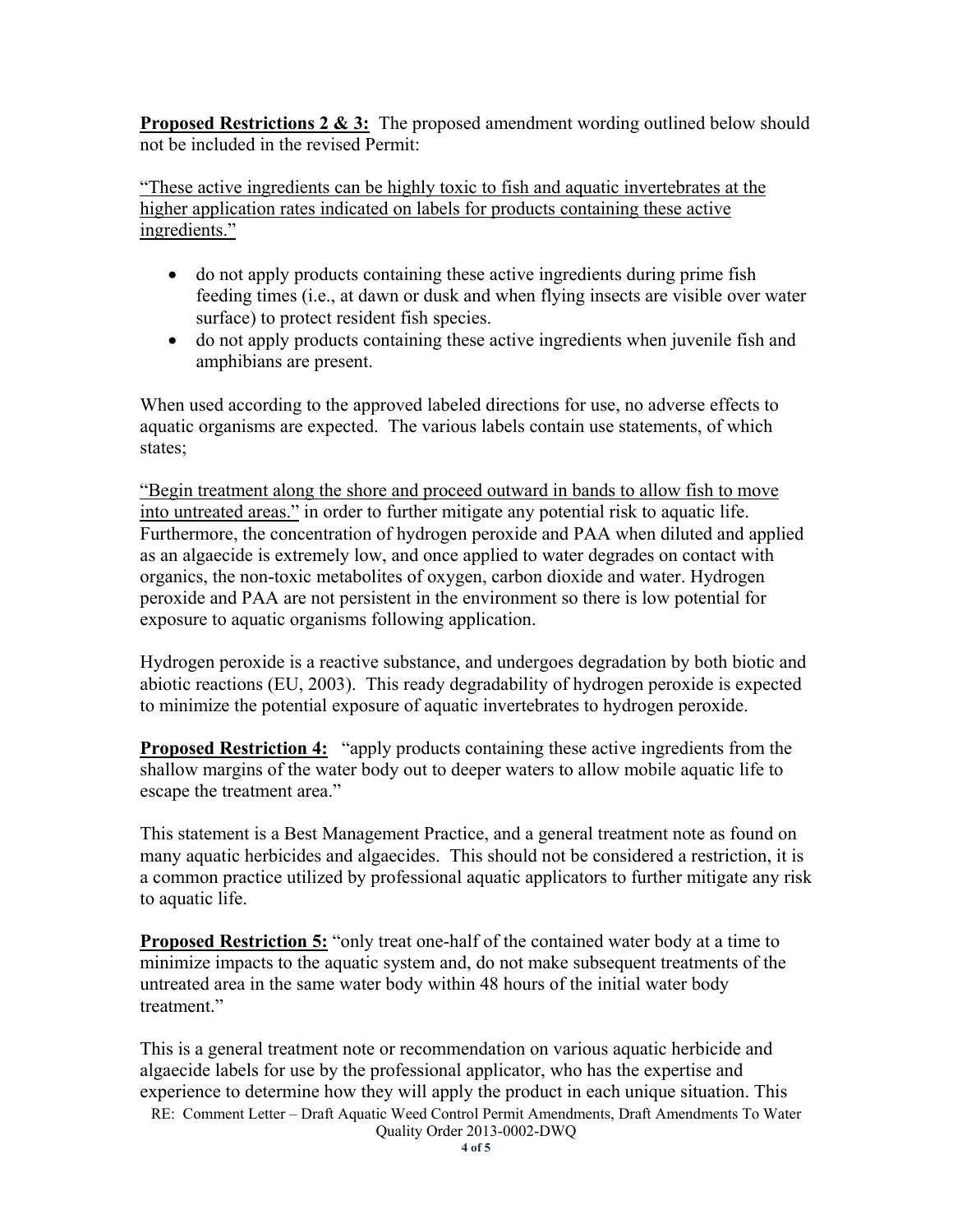**Proposed Restrictions 2 & 3:** The proposed amendment wording outlined below should not be included in the revised Permit:

<u>"These active ingredients can be highly toxic to fish and aquatic invertebrates at the higher application rates indicated on labels for products containing these active ingredients."</u>

- do not apply products containing these active ingredients during prime fish feeding times (i.e., at dawn or dusk and when flying insects are visible over water surface) to protect resident fish species.
- do not apply products containing these active ingredients when juvenile fish and amphibians are present.

When used according to the approved labeled directions for use, no adverse effects to aquatic organisms are expected. The various labels contain use statements, of which states;

<u>"Begin treatment along the shore and proceed outward in bands to allow fish to move into untreated areas."</u> in order to further mitigate any potential risk to aquatic life. Furthermore, the concentration of hydrogen peroxide and PAA when diluted and applied as an algaecide is extremely low, and once applied to water degrades on contact with organics, the non-toxic metabolites of oxygen, carbon dioxide and water. Hydrogen peroxide and PAA are not persistent in the environment so there is low potential for exposure to aquatic organisms following application.

Hydrogen peroxide is a reactive substance, and undergoes degradation by both biotic and abiotic reactions (EU, 2003). This ready degradability of hydrogen peroxide is expected to minimize the potential exposure of aquatic invertebrates to hydrogen peroxide.

**Proposed Restriction 4:** "apply products containing these active ingredients from the shallow margins of the water body out to deeper waters to allow mobile aquatic life to escape the treatment area."

This statement is a Best Management Practice, and a general treatment note as found on many aquatic herbicides and algaecides. This should not be considered a restriction, it is a common practice utilized by professional aquatic applicators to further mitigate any risk to aquatic life.

**Proposed Restriction 5:** "only treat one-half of the contained water body at a time to minimize impacts to the aquatic system and, do not make subsequent treatments of the untreated area in the same water body within 48 hours of the initial water body treatment."

This is a general treatment note or recommendation on various aquatic herbicide and algaecide labels for use by the professional applicator, who has the expertise and experience to determine how they will apply the product in each unique situation. This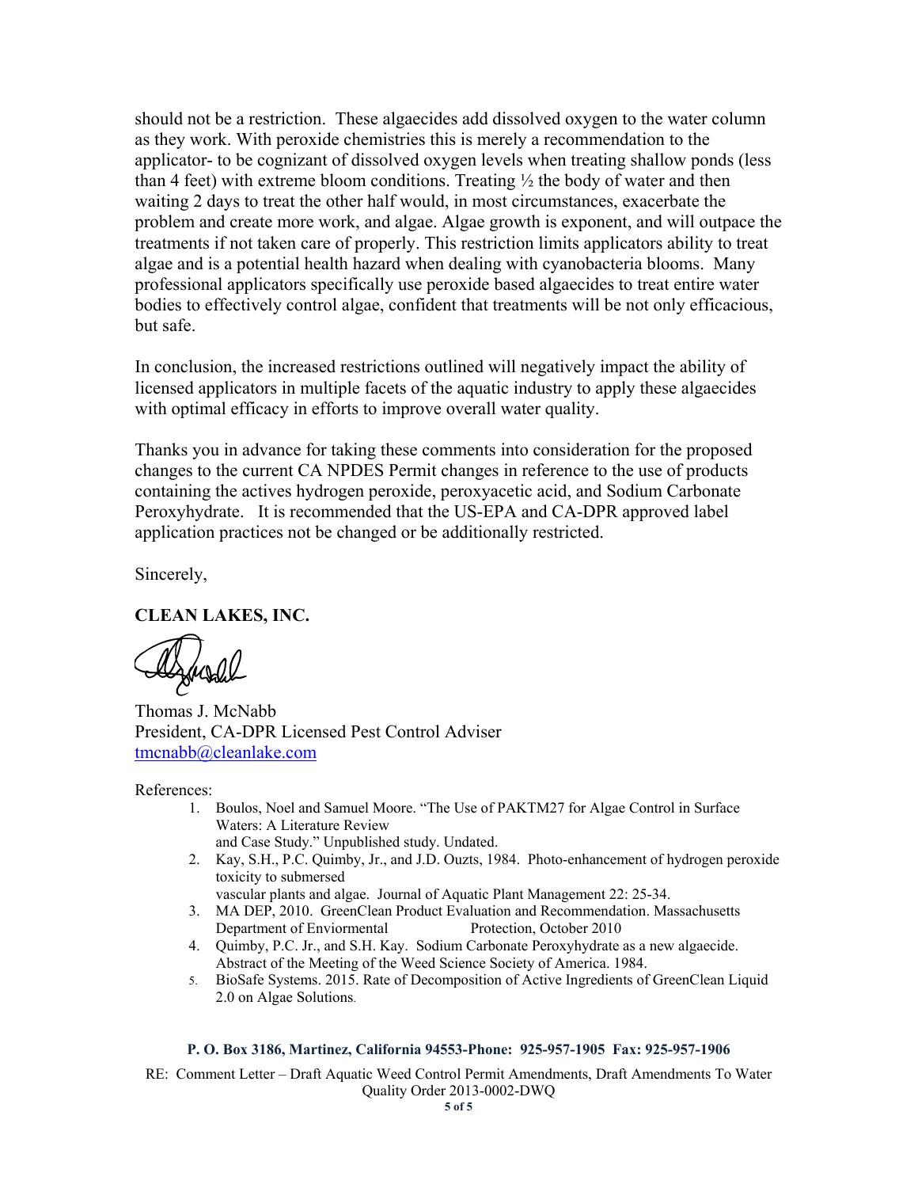should not be a restriction. These algaecides add dissolved oxygen to the water column as they work. With peroxide chemistries this is merely a recommendation to the applicator- to be cognizant of dissolved oxygen levels when treating shallow ponds (less than 4 feet) with extreme bloom conditions. Treating ½ the body of water and then waiting 2 days to treat the other half would, in most circumstances, exacerbate the problem and create more work, and algae. Algae growth is exponent, and will outpace the treatments if not taken care of properly. This restriction limits applicators ability to treat algae and is a potential health hazard when dealing with cyanobacteria blooms. Many professional applicators specifically use peroxide based algaecides to treat entire water bodies to effectively control algae, confident that treatments will be not only efficacious, but safe.

In conclusion, the increased restrictions outlined will negatively impact the ability of licensed applicators in multiple facets of the aquatic industry to apply these algaecides with optimal efficacy in efforts to improve overall water quality.

Thanks you in advance for taking these comments into consideration for the proposed changes to the current CA NPDES Permit changes in reference to the use of products containing the actives hydrogen peroxide, peroxyacetic acid, and Sodium Carbonate Peroxyhydrate. It is recommended that the US-EPA and CA-DPR approved label application practices not be changed or be additionally restricted.

Sincerely,

**CLEAN LAKES, INC.**

Thomas J. McNabb
President, CA-DPR Licensed Pest Control Adviser
tmcnabb@cleanlake.com

References:

1. Boulos, Noel and Samuel Moore. "The Use of PAKTM27 for Algae Control in Surface Waters: A Literature Review and Case Study." Unpublished study. Undated.
2. Kay, S.H., P.C. Quimby, Jr., and J.D. Ouzts, 1984. Photo-enhancement of hydrogen peroxide toxicity to submersed vascular plants and algae. Journal of Aquatic Plant Management 22: 25-34.
3. MA DEP, 2010. GreenClean Product Evaluation and Recommendation. Massachusetts Department of Envioromental Protection, October 2010
4. Quimby, P.C. Jr., and S.H. Kay. Sodium Carbonate Peroxyhydrate as a new algaecide. Abstract of the Meeting of the Weed Science Society of America. 1984.
5. BioSafe Systems. 2015. Rate of Decomposition of Active Ingredients of GreenClean Liquid 2.0 on Algae Solutions.

**P. O. Box 3186, Martinez, California 94553-Phone: 925-957-1905 Fax: 925-957-1906**

RE: Comment Letter – Draft Aquatic Weed Control Permit Amendments, Draft Amendments To Water Quality Order 2013-0002-DWQ